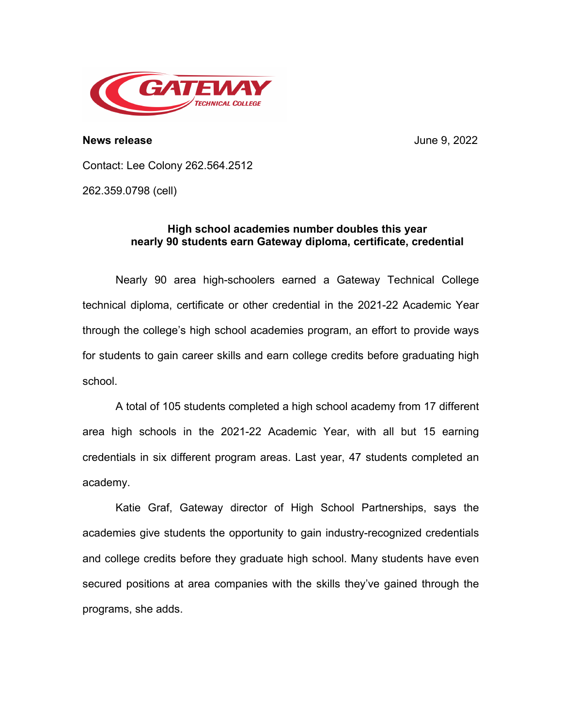**News release** June 9, 2022

Contact: Lee Colony 262.564.2512

262.359.0798 (cell)

## High school academies number doubles this year
## nearly 90 students earn Gateway diploma, certificate, credential

Nearly 90 area high-schoolers earned a Gateway Technical College technical diploma, certificate or other credential in the 2021-22 Academic Year through the college's high school academies program, an effort to provide ways for students to gain career skills and earn college credits before graduating high school.

A total of 105 students completed a high school academy from 17 different area high schools in the 2021-22 Academic Year, with all but 15 earning credentials in six different program areas. Last year, 47 students completed an academy.

Katie Graf, Gateway director of High School Partnerships, says the academies give students the opportunity to gain industry-recognized credentials and college credits before they graduate high school. Many students have even secured positions at area companies with the skills they've gained through the programs, she adds.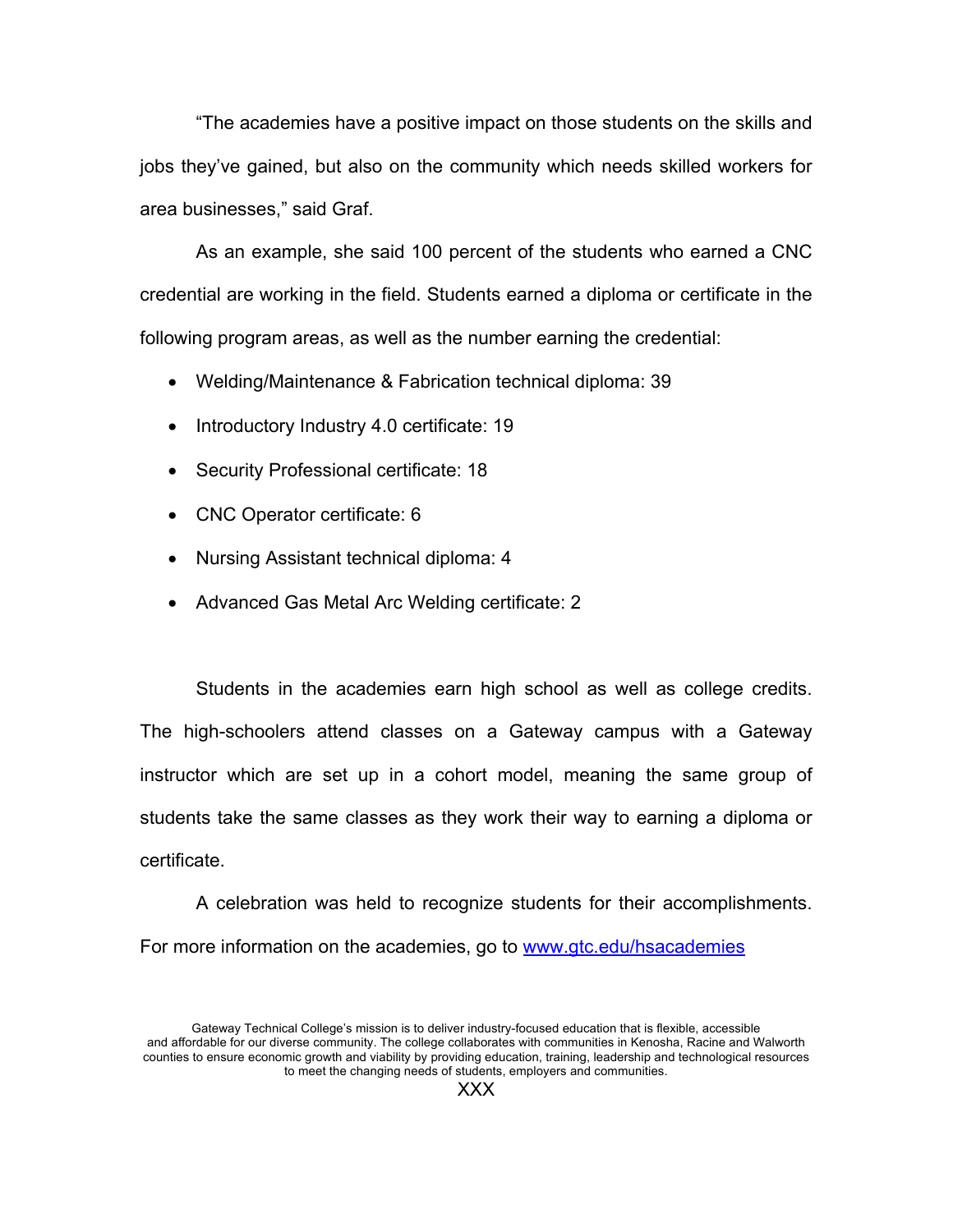"The academies have a positive impact on those students on the skills and jobs they've gained, but also on the community which needs skilled workers for area businesses," said Graf.

As an example, she said 100 percent of the students who earned a CNC credential are working in the field. Students earned a diploma or certificate in the following program areas, as well as the number earning the credential:

- Welding/Maintenance & Fabrication technical diploma: 39
- Introductory Industry 4.0 certificate: 19
- Security Professional certificate: 18
- CNC Operator certificate: 6
- Nursing Assistant technical diploma: 4
- Advanced Gas Metal Arc Welding certificate: 2

Students in the academies earn high school as well as college credits. The high-schoolers attend classes on a Gateway campus with a Gateway instructor which are set up in a cohort model, meaning the same group of students take the same classes as they work their way to earning a diploma or certificate.

A celebration was held to recognize students for their accomplishments. For more information on the academies, go to [www.gtc.edu/hsacademies](www.gtc.edu/hsacademies)

Gateway Technical College's mission is to deliver industry-focused education that is flexible, accessible and affordable for our diverse community. The college collaborates with communities in Kenosha, Racine and Walworth counties to ensure economic growth and viability by providing education, training, leadership and technological resources to meet the changing needs of students, employers and communities.

XXX